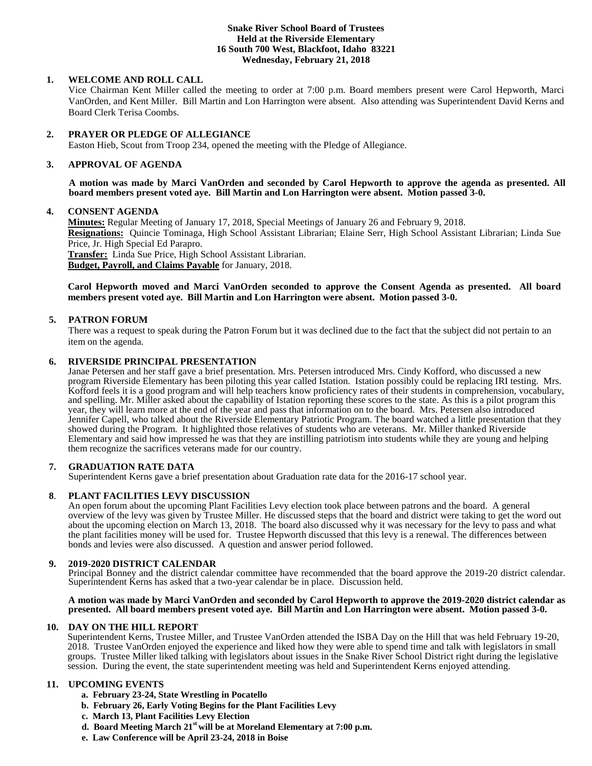**Snake River School Board of Trustees**
**Held at the Riverside Elementary**
**16 South 700 West, Blackfoot, Idaho 83221**
**Wednesday, February 21, 2018**

**1. WELCOME AND ROLL CALL**

Vice Chairman Kent Miller called the meeting to order at 7:00 p.m. Board members present were Carol Hepworth, Marci VanOrden, and Kent Miller. Bill Martin and Lon Harrington were absent. Also attending was Superintendent David Kerns and Board Clerk Terisa Coombs.

**2. PRAYER OR PLEDGE OF ALLEGIANCE**

Easton Hieb, Scout from Troop 234, opened the meeting with the Pledge of Allegiance.

**3. APPROVAL OF AGENDA**

**A motion was made by Marci VanOrden and seconded by Carol Hepworth to approve the agenda as presented. All board members present voted aye. Bill Martin and Lon Harrington were absent. Motion passed 3-0.**

**4. CONSENT AGENDA**

**Minutes:** Regular Meeting of January 17, 2018, Special Meetings of January 26 and February 9, 2018.
**Resignations:** Quincie Tominaga, High School Assistant Librarian; Elaine Serr, High School Assistant Librarian; Linda Sue Price, Jr. High Special Ed Parapro.
**Transfer:** Linda Sue Price, High School Assistant Librarian.
**Budget, Payroll, and Claims Payable** for January, 2018.

**Carol Hepworth moved and Marci VanOrden seconded to approve the Consent Agenda as presented. All board members present voted aye. Bill Martin and Lon Harrington were absent. Motion passed 3-0.**

**5. PATRON FORUM**

There was a request to speak during the Patron Forum but it was declined due to the fact that the subject did not pertain to an item on the agenda.

**6. RIVERSIDE PRINCIPAL PRESENTATION**

Janae Petersen and her staff gave a brief presentation. Mrs. Petersen introduced Mrs. Cindy Kofford, who discussed a new program Riverside Elementary has been piloting this year called Istation. Istation possibly could be replacing IRI testing. Mrs. Kofford feels it is a good program and will help teachers know proficiency rates of their students in comprehension, vocabulary, and spelling. Mr. Miller asked about the capability of Istation reporting these scores to the state. As this is a pilot program this year, they will learn more at the end of the year and pass that information on to the board. Mrs. Petersen also introduced Jennifer Capell, who talked about the Riverside Elementary Patriotic Program. The board watched a little presentation that they showed during the Program. It highlighted those relatives of students who are veterans. Mr. Miller thanked Riverside Elementary and said how impressed he was that they are instilling patriotism into students while they are young and helping them recognize the sacrifices veterans made for our country.

**7. GRADUATION RATE DATA**

Superintendent Kerns gave a brief presentation about Graduation rate data for the 2016-17 school year.

**8. PLANT FACILITIES LEVY DISCUSSION**

An open forum about the upcoming Plant Facilities Levy election took place between patrons and the board. A general overview of the levy was given by Trustee Miller. He discussed steps that the board and district were taking to get the word out about the upcoming election on March 13, 2018. The board also discussed why it was necessary for the levy to pass and what the plant facilities money will be used for. Trustee Hepworth discussed that this levy is a renewal. The differences between bonds and levies were also discussed. A question and answer period followed.

**9. 2019-2020 DISTRICT CALENDAR**

Principal Bonney and the district calendar committee have recommended that the board approve the 2019-20 district calendar. Superintendent Kerns has asked that a two-year calendar be in place. Discussion held.

**A motion was made by Marci VanOrden and seconded by Carol Hepworth to approve the 2019-2020 district calendar as presented. All board members present voted aye. Bill Martin and Lon Harrington were absent. Motion passed 3-0.**

**10. DAY ON THE HILL REPORT**

Superintendent Kerns, Trustee Miller, and Trustee VanOrden attended the ISBA Day on the Hill that was held February 19-20, 2018. Trustee VanOrden enjoyed the experience and liked how they were able to spend time and talk with legislators in small groups. Trustee Miller liked talking with legislators about issues in the Snake River School District right during the legislative session. During the event, the state superintendent meeting was held and Superintendent Kerns enjoyed attending.

**11. UPCOMING EVENTS**

- **a. February 23-24, State Wrestling in Pocatello**
- **b. February 26, Early Voting Begins for the Plant Facilities Levy**
- **c. March 13, Plant Facilities Levy Election**
- **d. Board Meeting March 21st will be at Moreland Elementary at 7:00 p.m.**
- **e. Law Conference will be April 23-24, 2018 in Boise**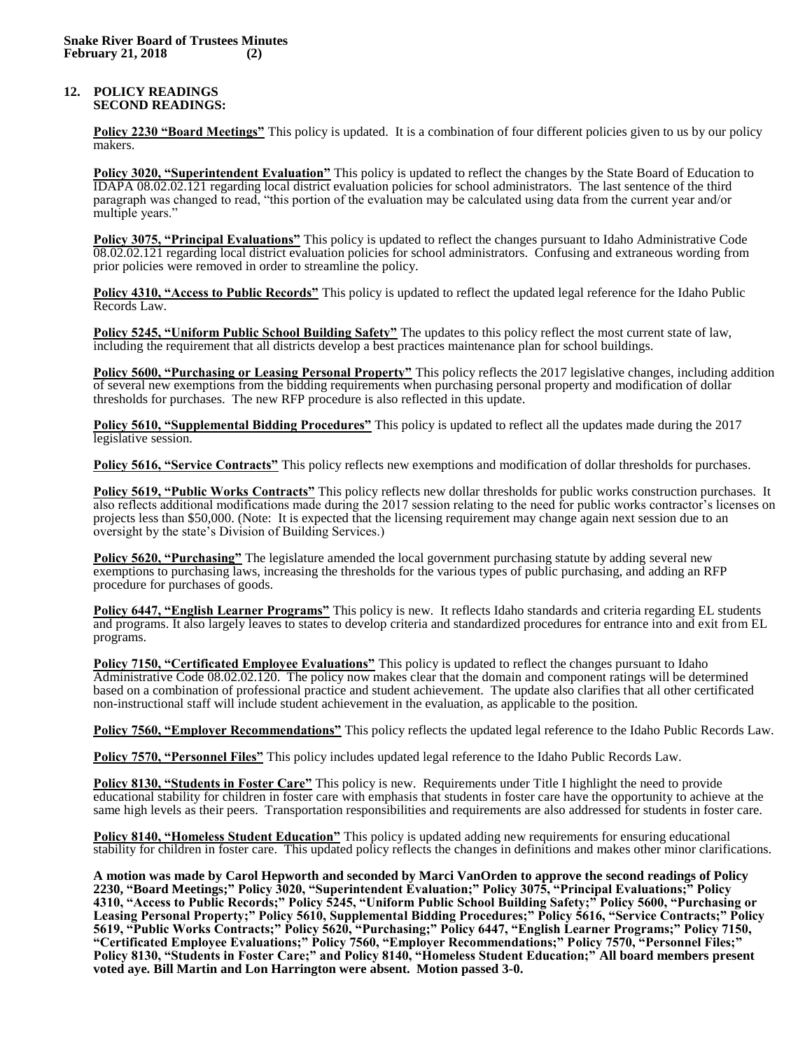## 12. POLICY READINGS

### SECOND READINGS:

**Policy 2230 "Board Meetings"** This policy is updated. It is a combination of four different policies given to us by our policy makers.

**Policy 3020, "Superintendent Evaluation"** This policy is updated to reflect the changes by the State Board of Education to IDAPA 08.02.02.121 regarding local district evaluation policies for school administrators. The last sentence of the third paragraph was changed to read, "this portion of the evaluation may be calculated using data from the current year and/or multiple years."

**Policy 3075, "Principal Evaluations"** This policy is updated to reflect the changes pursuant to Idaho Administrative Code 08.02.02.121 regarding local district evaluation policies for school administrators. Confusing and extraneous wording from prior policies were removed in order to streamline the policy.

**Policy 4310, "Access to Public Records"** This policy is updated to reflect the updated legal reference for the Idaho Public Records Law.

**Policy 5245, "Uniform Public School Building Safety"** The updates to this policy reflect the most current state of law, including the requirement that all districts develop a best practices maintenance plan for school buildings.

**Policy 5600, "Purchasing or Leasing Personal Property"** This policy reflects the 2017 legislative changes, including addition of several new exemptions from the bidding requirements when purchasing personal property and modification of dollar thresholds for purchases. The new RFP procedure is also reflected in this update.

**Policy 5610, "Supplemental Bidding Procedures"** This policy is updated to reflect all the updates made during the 2017 legislative session.

**Policy 5616, "Service Contracts"** This policy reflects new exemptions and modification of dollar thresholds for purchases.

**Policy 5619, "Public Works Contracts"** This policy reflects new dollar thresholds for public works construction purchases. It also reflects additional modifications made during the 2017 session relating to the need for public works contractor's licenses on projects less than $50,000. (Note: It is expected that the licensing requirement may change again next session due to an oversight by the state's Division of Building Services.)

**Policy 5620, "Purchasing"** The legislature amended the local government purchasing statute by adding several new exemptions to purchasing laws, increasing the thresholds for the various types of public purchasing, and adding an RFP procedure for purchases of goods.

**Policy 6447, "English Learner Programs"** This policy is new. It reflects Idaho standards and criteria regarding EL students and programs. It also largely leaves to states to develop criteria and standardized procedures for entrance into and exit from EL programs.

**Policy 7150, "Certificated Employee Evaluations"** This policy is updated to reflect the changes pursuant to Idaho Administrative Code 08.02.02.120. The policy now makes clear that the domain and component ratings will be determined based on a combination of professional practice and student achievement. The update also clarifies that all other certificated non-instructional staff will include student achievement in the evaluation, as applicable to the position.

**Policy 7560, "Employer Recommendations"** This policy reflects the updated legal reference to the Idaho Public Records Law.

**Policy 7570, "Personnel Files"** This policy includes updated legal reference to the Idaho Public Records Law.

**Policy 8130, "Students in Foster Care"** This policy is new. Requirements under Title I highlight the need to provide educational stability for children in foster care with emphasis that students in foster care have the opportunity to achieve at the same high levels as their peers. Transportation responsibilities and requirements are also addressed for students in foster care.

**Policy 8140, "Homeless Student Education"** This policy is updated adding new requirements for ensuring educational stability for children in foster care. This updated policy reflects the changes in definitions and makes other minor clarifications.

**A motion was made by Carol Hepworth and seconded by Marci VanOrden to approve the second readings of Policy 2230, "Board Meetings;" Policy 3020, "Superintendent Evaluation;" Policy 3075, "Principal Evaluations;" Policy 4310, "Access to Public Records;" Policy 5245, "Uniform Public School Building Safety;" Policy 5600, "Purchasing or Leasing Personal Property;" Policy 5610, Supplemental Bidding Procedures;" Policy 5616, "Service Contracts;" Policy 5619, "Public Works Contracts;" Policy 5620, "Purchasing;" Policy 6447, "English Learner Programs;" Policy 7150, "Certificated Employee Evaluations;" Policy 7560, "Employer Recommendations;" Policy 7570, "Personnel Files;" Policy 8130, "Students in Foster Care;" and Policy 8140, "Homeless Student Education;" All board members present voted aye. Bill Martin and Lon Harrington were absent. Motion passed 3-0.**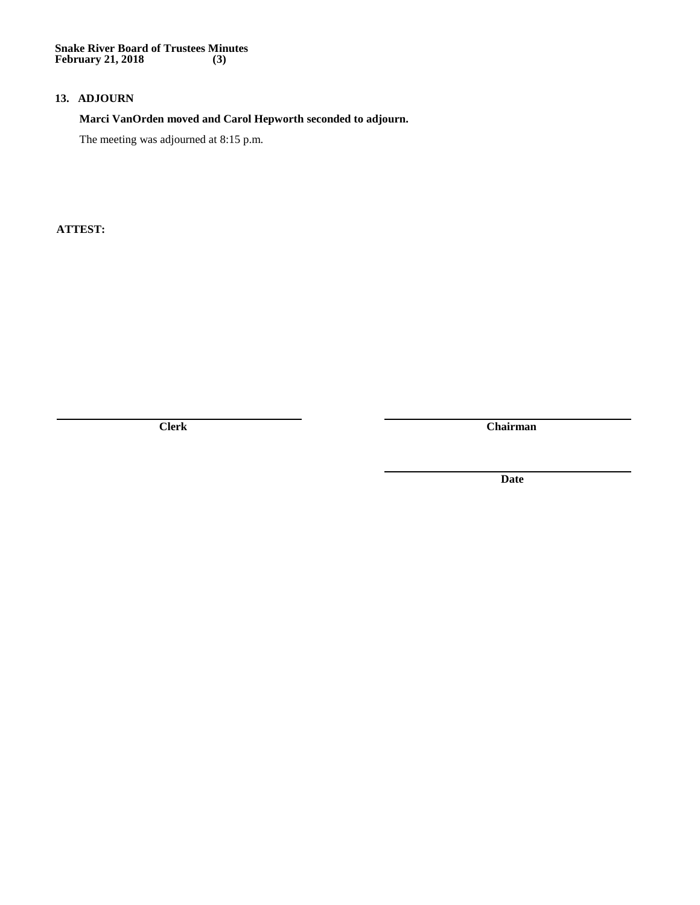## 13. ADJOURN

**Marci VanOrden moved and Carol Hepworth seconded to adjourn.**

The meeting was adjourned at 8:15 p.m.

**ATTEST:**

\_\_\_\_\_\_\_\_\_\_\_\_\_\_\_\_\_\_\_\_\_\_\_\_\_\_\_\_\_\_
**Clerk**

\_\_\_\_\_\_\_\_\_\_\_\_\_\_\_\_\_\_\_\_\_\_\_\_\_\_\_\_\_\_
**Chairman**

\_\_\_\_\_\_\_\_\_\_\_\_\_\_\_\_\_\_\_\_\_\_\_\_\_\_\_\_\_\_
**Date**